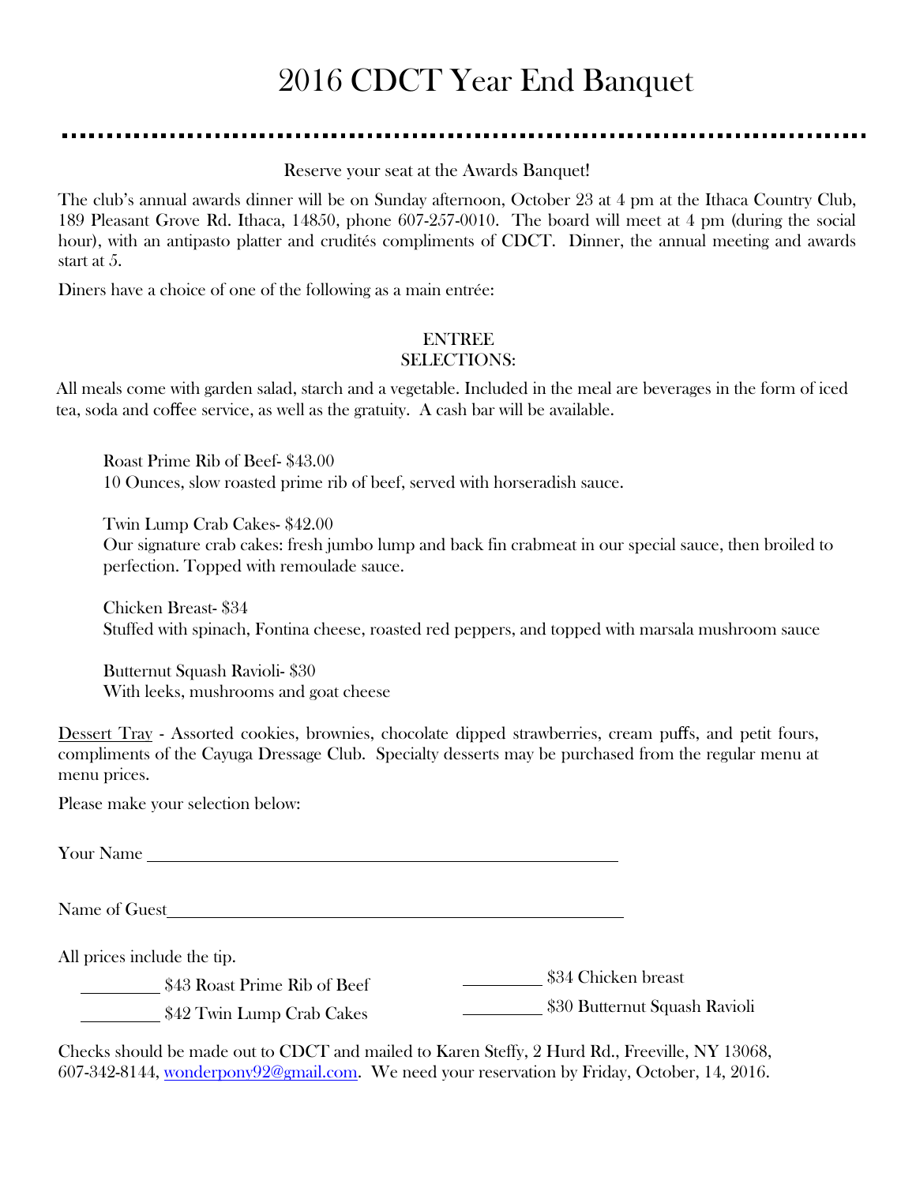# 2016 CDCT Year End Banquet

Reserve your seat at the Awards Banquet!

The club's annual awards dinner will be on Sunday afternoon, October 23 at 4 pm at the Ithaca Country Club, 189 Pleasant Grove Rd. Ithaca, 14850, phone 607-257-0010. The board will meet at 4 pm (during the social hour), with an antipasto platter and crudités compliments of CDCT. Dinner, the annual meeting and awards start at 5.

Diners have a choice of one of the following as a main entrée:

## ENTREE SELECTIONS:

All meals come with garden salad, starch and a vegetable. Included in the meal are beverages in the form of iced tea, soda and coffee service, as well as the gratuity. A cash bar will be available.

Roast Prime Rib of Beef- $43.00
10 Ounces, slow roasted prime rib of beef, served with horseradish sauce.

Twin Lump Crab Cakes- $42.00
Our signature crab cakes: fresh jumbo lump and back fin crabmeat in our special sauce, then broiled to perfection. Topped with remoulade sauce.

Chicken Breast- $34
Stuffed with spinach, Fontina cheese, roasted red peppers, and topped with marsala mushroom sauce

Butternut Squash Ravioli- $30
With leeks, mushrooms and goat cheese

Dessert Tray - Assorted cookies, brownies, chocolate dipped strawberries, cream puffs, and petit fours, compliments of the Cayuga Dressage Club. Specialty desserts may be purchased from the regular menu at menu prices.

Please make your selection below:

Your Name ____________________________________________

Name of Guest__________________________________________

All prices include the tip.

_________ $43 Roast Prime Rib of Beef

_________ $42 Twin Lump Crab Cakes

_________ $34 Chicken breast

_________ $30 Butternut Squash Ravioli

Checks should be made out to CDCT and mailed to Karen Steffy, 2 Hurd Rd., Freeville, NY 13068, 607-342-8144, wonderpony92@gmail.com. We need your reservation by Friday, October, 14, 2016.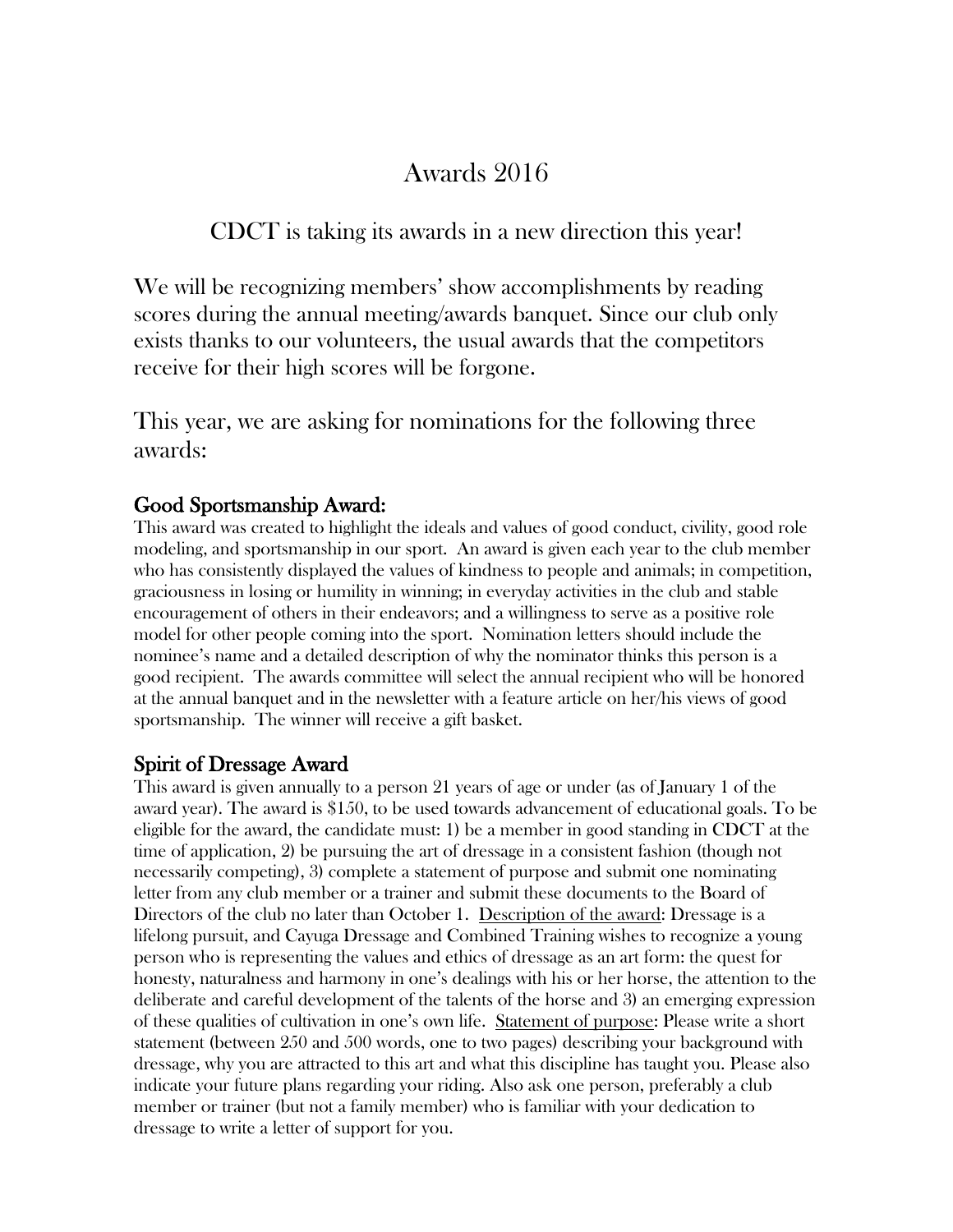# Awards 2016

## CDCT is taking its awards in a new direction this year!

We will be recognizing members' show accomplishments by reading scores during the annual meeting/awards banquet. Since our club only exists thanks to our volunteers, the usual awards that the competitors receive for their high scores will be forgone.

This year, we are asking for nominations for the following three awards:

### Good Sportsmanship Award:

This award was created to highlight the ideals and values of good conduct, civility, good role modeling, and sportsmanship in our sport. An award is given each year to the club member who has consistently displayed the values of kindness to people and animals; in competition, graciousness in losing or humility in winning; in everyday activities in the club and stable encouragement of others in their endeavors; and a willingness to serve as a positive role model for other people coming into the sport. Nomination letters should include the nominee's name and a detailed description of why the nominator thinks this person is a good recipient. The awards committee will select the annual recipient who will be honored at the annual banquet and in the newsletter with a feature article on her/his views of good sportsmanship. The winner will receive a gift basket.

### Spirit of Dressage Award

This award is given annually to a person 21 years of age or under (as of January 1 of the award year). The award is $150, to be used towards advancement of educational goals. To be eligible for the award, the candidate must: 1) be a member in good standing in CDCT at the time of application, 2) be pursuing the art of dressage in a consistent fashion (though not necessarily competing), 3) complete a statement of purpose and submit one nominating letter from any club member or a trainer and submit these documents to the Board of Directors of the club no later than October 1. <u>Description of the award</u>: Dressage is a lifelong pursuit, and Cayuga Dressage and Combined Training wishes to recognize a young person who is representing the values and ethics of dressage as an art form: the quest for honesty, naturalness and harmony in one's dealings with his or her horse, the attention to the deliberate and careful development of the talents of the horse and 3) an emerging expression of these qualities of cultivation in one's own life. <u>Statement of purpose</u>: Please write a short statement (between 250 and 500 words, one to two pages) describing your background with dressage, why you are attracted to this art and what this discipline has taught you. Please also indicate your future plans regarding your riding. Also ask one person, preferably a club member or trainer (but not a family member) who is familiar with your dedication to dressage to write a letter of support for you.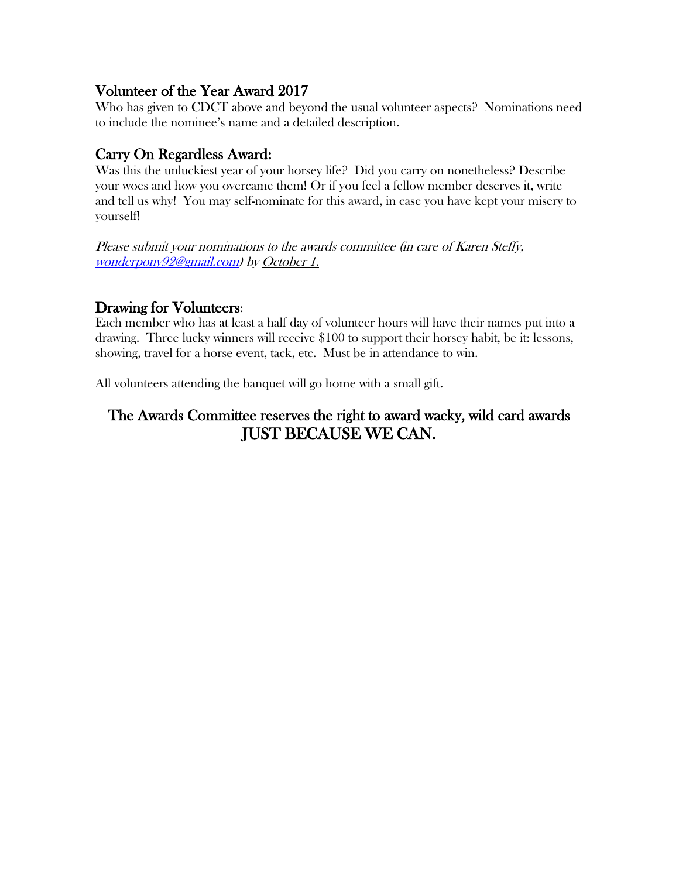## Volunteer of the Year Award 2017

Who has given to CDCT above and beyond the usual volunteer aspects? Nominations need to include the nominee's name and a detailed description.

## Carry On Regardless Award:

Was this the unluckiest year of your horsey life? Did you carry on nonetheless? Describe your woes and how you overcame them! Or if you feel a fellow member deserves it, write and tell us why! You may self-nominate for this award, in case you have kept your misery to yourself!

*Please submit your nominations to the awards committee (in care of Karen Steffy, wonderpony92@gmail.com) by October 1.*

## Drawing for Volunteers:

Each member who has at least a half day of volunteer hours will have their names put into a drawing. Three lucky winners will receive $100 to support their horsey habit, be it: lessons, showing, travel for a horse event, tack, etc. Must be in attendance to win.

All volunteers attending the banquet will go home with a small gift.

## The Awards Committee reserves the right to award wacky, wild card awards JUST BECAUSE WE CAN.